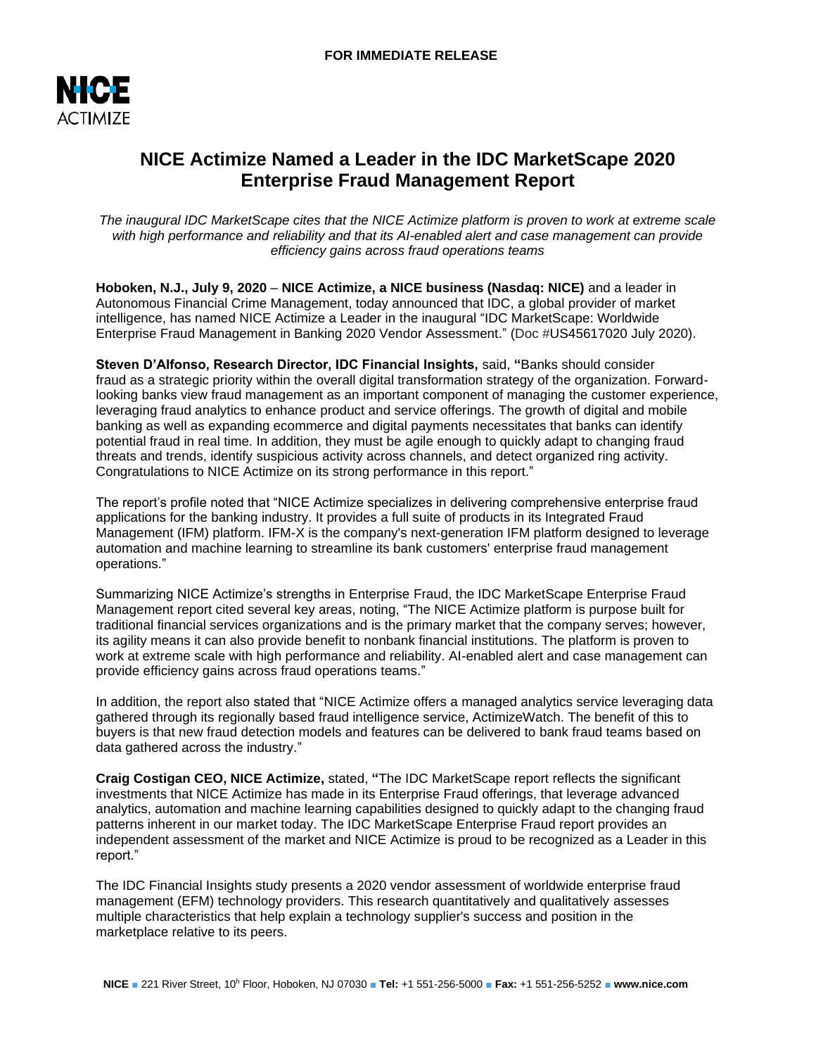**FOR IMMEDIATE RELEASE**

# NICE Actimize Named a Leader in the IDC MarketScape 2020 Enterprise Fraud Management Report

*The inaugural IDC MarketScape cites that the NICE Actimize platform is proven to work at extreme scale with high performance and reliability and that its AI-enabled alert and case management can provide efficiency gains across fraud operations teams*

**Hoboken, N.J., July 9, 2020** – **NICE Actimize, a NICE business (Nasdaq: NICE)** and a leader in Autonomous Financial Crime Management, today announced that IDC, a global provider of market intelligence, has named NICE Actimize a Leader in the inaugural "IDC MarketScape: Worldwide Enterprise Fraud Management in Banking 2020 Vendor Assessment." (Doc #US45617020 July 2020).

**Steven D'Alfonso, Research Director, IDC Financial Insights,** said, **"**Banks should consider fraud as a strategic priority within the overall digital transformation strategy of the organization. Forward-looking banks view fraud management as an important component of managing the customer experience, leveraging fraud analytics to enhance product and service offerings. The growth of digital and mobile banking as well as expanding ecommerce and digital payments necessitates that banks can identify potential fraud in real time. In addition, they must be agile enough to quickly adapt to changing fraud threats and trends, identify suspicious activity across channels, and detect organized ring activity. Congratulations to NICE Actimize on its strong performance in this report."

The report's profile noted that "NICE Actimize specializes in delivering comprehensive enterprise fraud applications for the banking industry. It provides a full suite of products in its Integrated Fraud Management (IFM) platform. IFM-X is the company's next-generation IFM platform designed to leverage automation and machine learning to streamline its bank customers' enterprise fraud management operations."

Summarizing NICE Actimize's strengths in Enterprise Fraud, the IDC MarketScape Enterprise Fraud Management report cited several key areas, noting, "The NICE Actimize platform is purpose built for traditional financial services organizations and is the primary market that the company serves; however, its agility means it can also provide benefit to nonbank financial institutions. The platform is proven to work at extreme scale with high performance and reliability. AI-enabled alert and case management can provide efficiency gains across fraud operations teams."

In addition, the report also stated that "NICE Actimize offers a managed analytics service leveraging data gathered through its regionally based fraud intelligence service, ActimizeWatch. The benefit of this to buyers is that new fraud detection models and features can be delivered to bank fraud teams based on data gathered across the industry."

**Craig Costigan CEO, NICE Actimize,** stated, **"**The IDC MarketScape report reflects the significant investments that NICE Actimize has made in its Enterprise Fraud offerings, that leverage advanced analytics, automation and machine learning capabilities designed to quickly adapt to the changing fraud patterns inherent in our market today. The IDC MarketScape Enterprise Fraud report provides an independent assessment of the market and NICE Actimize is proud to be recognized as a Leader in this report."

The IDC Financial Insights study presents a 2020 vendor assessment of worldwide enterprise fraud management (EFM) technology providers. This research quantitatively and qualitatively assesses multiple characteristics that help explain a technology supplier's success and position in the marketplace relative to its peers.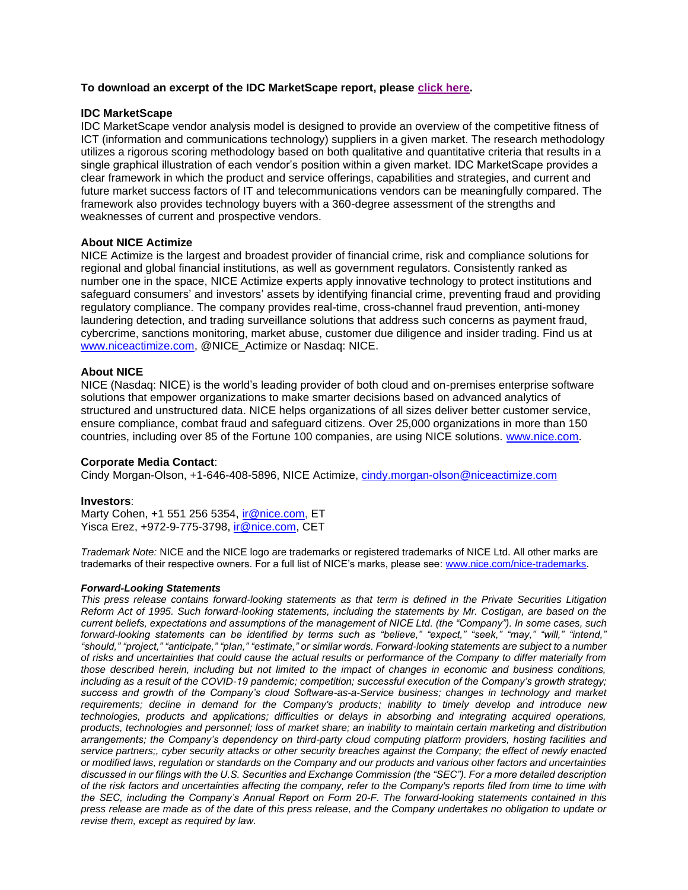**To download an excerpt of the IDC MarketScape report, please click here.**

**IDC MarketScape**

IDC MarketScape vendor analysis model is designed to provide an overview of the competitive fitness of ICT (information and communications technology) suppliers in a given market. The research methodology utilizes a rigorous scoring methodology based on both qualitative and quantitative criteria that results in a single graphical illustration of each vendor's position within a given market. IDC MarketScape provides a clear framework in which the product and service offerings, capabilities and strategies, and current and future market success factors of IT and telecommunications vendors can be meaningfully compared. The framework also provides technology buyers with a 360-degree assessment of the strengths and weaknesses of current and prospective vendors.

**About NICE Actimize**

NICE Actimize is the largest and broadest provider of financial crime, risk and compliance solutions for regional and global financial institutions, as well as government regulators. Consistently ranked as number one in the space, NICE Actimize experts apply innovative technology to protect institutions and safeguard consumers' and investors' assets by identifying financial crime, preventing fraud and providing regulatory compliance. The company provides real-time, cross-channel fraud prevention, anti-money laundering detection, and trading surveillance solutions that address such concerns as payment fraud, cybercrime, sanctions monitoring, market abuse, customer due diligence and insider trading. Find us at www.niceactimize.com, @NICE_Actimize or Nasdaq: NICE.

**About NICE**

NICE (Nasdaq: NICE) is the world's leading provider of both cloud and on-premises enterprise software solutions that empower organizations to make smarter decisions based on advanced analytics of structured and unstructured data. NICE helps organizations of all sizes deliver better customer service, ensure compliance, combat fraud and safeguard citizens. Over 25,000 organizations in more than 150 countries, including over 85 of the Fortune 100 companies, are using NICE solutions. www.nice.com.

**Corporate Media Contact**:

Cindy Morgan-Olson, +1-646-408-5896, NICE Actimize, cindy.morgan-olson@niceactimize.com

**Investors**:

Marty Cohen, +1 551 256 5354, ir@nice.com, ET
Yisca Erez, +972-9-775-3798, ir@nice.com, CET

*Trademark Note:* NICE and the NICE logo are trademarks or registered trademarks of NICE Ltd. All other marks are trademarks of their respective owners. For a full list of NICE's marks, please see: www.nice.com/nice-trademarks.

***Forward-Looking Statements***

*This press release contains forward-looking statements as that term is defined in the Private Securities Litigation Reform Act of 1995. Such forward-looking statements, including the statements by Mr. Costigan, are based on the current beliefs, expectations and assumptions of the management of NICE Ltd. (the "Company"). In some cases, such forward-looking statements can be identified by terms such as "believe," "expect," "seek," "may," "will," "intend," "should," "project," "anticipate," "plan," "estimate," or similar words. Forward-looking statements are subject to a number of risks and uncertainties that could cause the actual results or performance of the Company to differ materially from those described herein, including but not limited to the impact of changes in economic and business conditions, including as a result of the COVID-19 pandemic; competition; successful execution of the Company's growth strategy; success and growth of the Company's cloud Software-as-a-Service business; changes in technology and market requirements; decline in demand for the Company's products; inability to timely develop and introduce new technologies, products and applications; difficulties or delays in absorbing and integrating acquired operations, products, technologies and personnel; loss of market share; an inability to maintain certain marketing and distribution arrangements; the Company's dependency on third-party cloud computing platform providers, hosting facilities and service partners;, cyber security attacks or other security breaches against the Company; the effect of newly enacted or modified laws, regulation or standards on the Company and our products and various other factors and uncertainties discussed in our filings with the U.S. Securities and Exchange Commission (the "SEC"). For a more detailed description of the risk factors and uncertainties affecting the company, refer to the Company's reports filed from time to time with the SEC, including the Company's Annual Report on Form 20-F. The forward-looking statements contained in this press release are made as of the date of this press release, and the Company undertakes no obligation to update or revise them, except as required by law.*